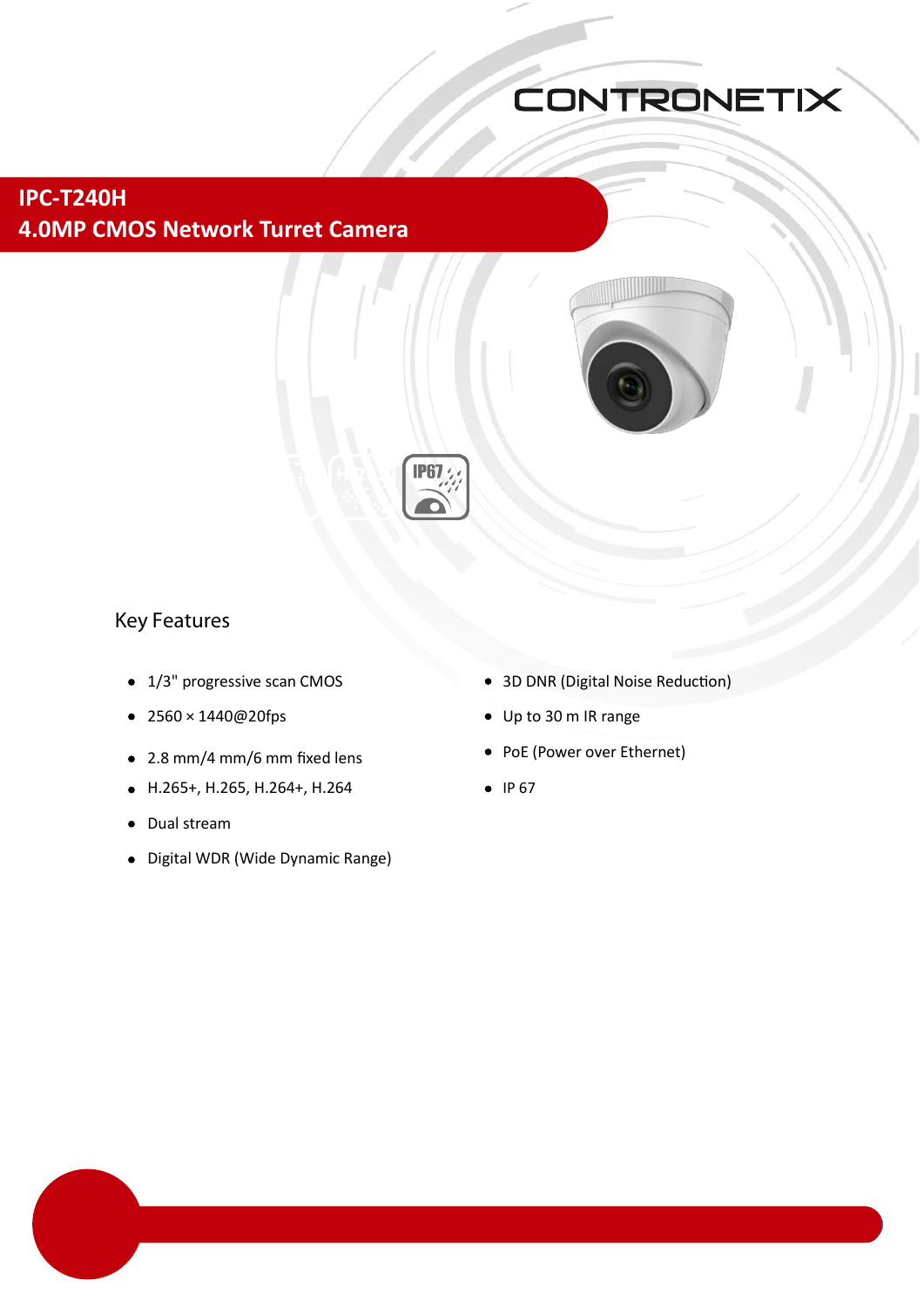CONTRONETIX

# IPC-T240H
# 4.0MP CMOS Network Turret Camera

## Key Features

- 1/3" progressive scan CMOS
- 2560 × 1440@20fps
- 2.8 mm/4 mm/6 mm fixed lens
- H.265+, H.265, H.264+, H.264
- Dual stream
- Digital WDR (Wide Dynamic Range)
- 3D DNR (Digital Noise Reduction)
- Up to 30 m IR range
- PoE (Power over Ethernet)
- IP 67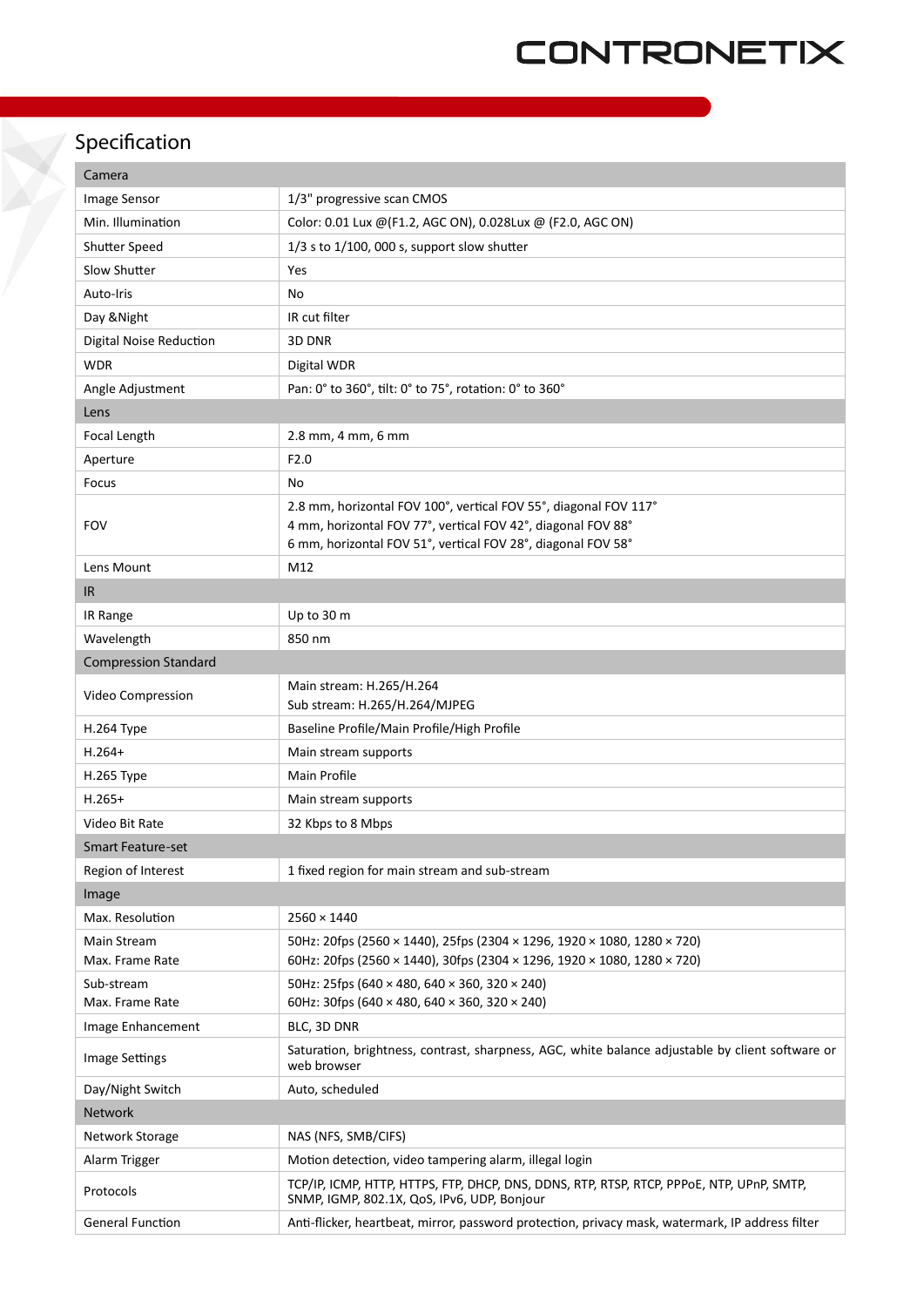## Specification

| | |
|---|---|
| **Camera** | |
| Image Sensor | 1/3" progressive scan CMOS |
| Min. Illumination | Color: 0.01 Lux @(F1.2, AGC ON), 0.028Lux @ (F2.0, AGC ON) |
| Shutter Speed | 1/3 s to 1/100, 000 s, support slow shutter |
| Slow Shutter | Yes |
| Auto-Iris | No |
| Day &Night | IR cut filter |
| Digital Noise Reduction | 3D DNR |
| WDR | Digital WDR |
| Angle Adjustment | Pan: 0° to 360°, tilt: 0° to 75°, rotation: 0° to 360° |
| **Lens** | |
| Focal Length | 2.8 mm, 4 mm, 6 mm |
| Aperture | F2.0 |
| Focus | No |
| FOV | 2.8 mm, horizontal FOV 100°, vertical FOV 55°, diagonal FOV 117°<br>4 mm, horizontal FOV 77°, vertical FOV 42°, diagonal FOV 88°<br>6 mm, horizontal FOV 51°, vertical FOV 28°, diagonal FOV 58° |
| Lens Mount | M12 |
| **IR** | |
| IR Range | Up to 30 m |
| Wavelength | 850 nm |
| **Compression Standard** | |
| Video Compression | Main stream: H.265/H.264<br>Sub stream: H.265/H.264/MJPEG |
| H.264 Type | Baseline Profile/Main Profile/High Profile |
| H.264+ | Main stream supports |
| H.265 Type | Main Profile |
| H.265+ | Main stream supports |
| Video Bit Rate | 32 Kbps to 8 Mbps |
| **Smart Feature-set** | |
| Region of Interest | 1 fixed region for main stream and sub-stream |
| **Image** | |
| Max. Resolution | 2560 × 1440 |
| Main Stream Max. Frame Rate | 50Hz: 20fps (2560 × 1440), 25fps (2304 × 1296, 1920 × 1080, 1280 × 720)<br>60Hz: 20fps (2560 × 1440), 30fps (2304 × 1296, 1920 × 1080, 1280 × 720) |
| Sub-stream Max. Frame Rate | 50Hz: 25fps (640 × 480, 640 × 360, 320 × 240)<br>60Hz: 30fps (640 × 480, 640 × 360, 320 × 240) |
| Image Enhancement | BLC, 3D DNR |
| Image Settings | Saturation, brightness, contrast, sharpness, AGC, white balance adjustable by client software or web browser |
| Day/Night Switch | Auto, scheduled |
| **Network** | |
| Network Storage | NAS (NFS, SMB/CIFS) |
| Alarm Trigger | Motion detection, video tampering alarm, illegal login |
| Protocols | TCP/IP, ICMP, HTTP, HTTPS, FTP, DHCP, DNS, DDNS, RTP, RTSP, RTCP, PPPoE, NTP, UPnP, SMTP, SNMP, IGMP, 802.1X, QoS, IPv6, UDP, Bonjour |
| General Function | Anti-flicker, heartbeat, mirror, password protection, privacy mask, watermark, IP address filter |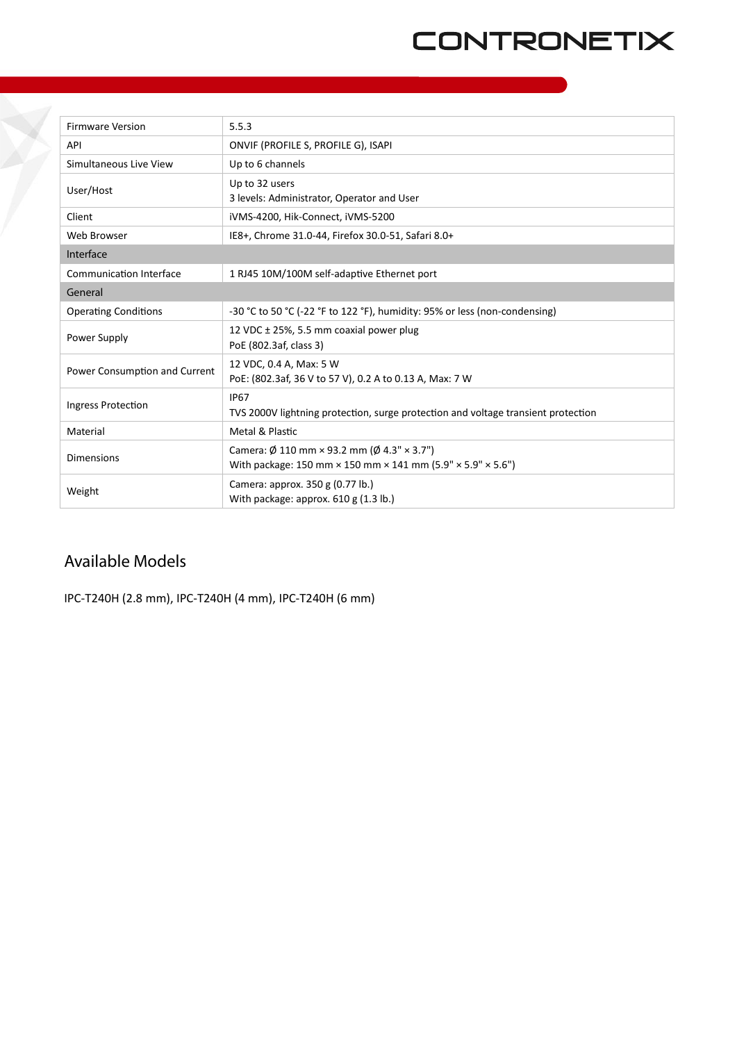| | |
|---|---|
| Firmware Version | 5.5.3 |
| API | ONVIF (PROFILE S, PROFILE G), ISAPI |
| Simultaneous Live View | Up to 6 channels |
| User/Host | Up to 32 users<br>3 levels: Administrator, Operator and User |
| Client | iVMS-4200, Hik-Connect, iVMS-5200 |
| Web Browser | IE8+, Chrome 31.0-44, Firefox 30.0-51, Safari 8.0+ |
| **Interface** | |
| Communication Interface | 1 RJ45 10M/100M self-adaptive Ethernet port |
| **General** | |
| Operating Conditions | -30 °C to 50 °C (-22 °F to 122 °F), humidity: 95% or less (non-condensing) |
| Power Supply | 12 VDC ± 25%, 5.5 mm coaxial power plug<br>PoE (802.3af, class 3) |
| Power Consumption and Current | 12 VDC, 0.4 A, Max: 5 W<br>PoE: (802.3af, 36 V to 57 V), 0.2 A to 0.13 A, Max: 7 W |
| Ingress Protection | IP67<br>TVS 2000V lightning protection, surge protection and voltage transient protection |
| Material | Metal & Plastic |
| Dimensions | Camera: Ø 110 mm × 93.2 mm (Ø 4.3" × 3.7")<br>With package: 150 mm × 150 mm × 141 mm (5.9" × 5.9" × 5.6") |
| Weight | Camera: approx. 350 g (0.77 lb.)<br>With package: approx. 610 g (1.3 lb.) |

## Available Models

IPC-T240H (2.8 mm), IPC-T240H (4 mm), IPC-T240H (6 mm)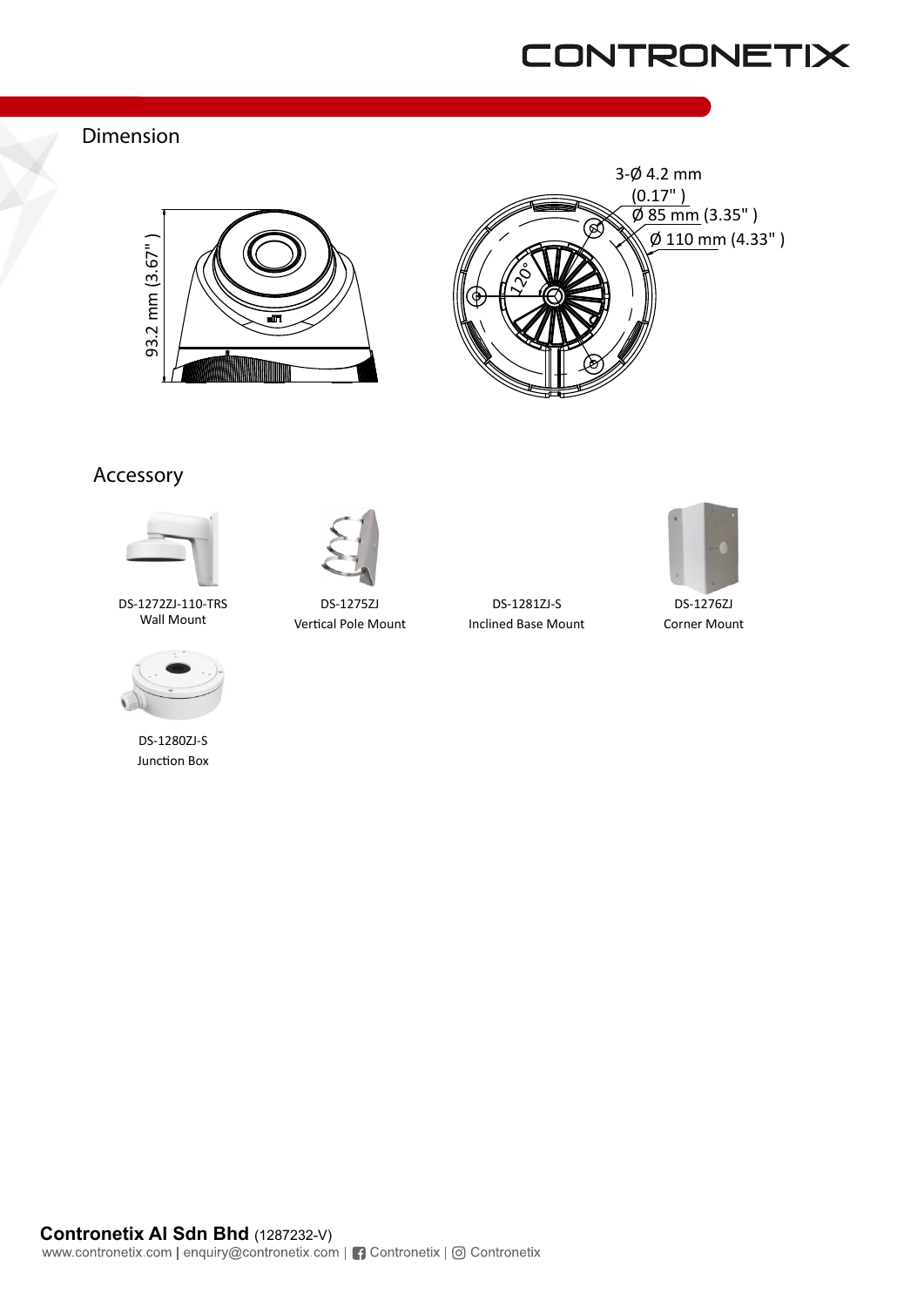## Dimension

93.2 mm (3.67")

3-Ø 4.2 mm (0.17")

Ø 85 mm (3.35")

Ø 110 mm (4.33")

120°

## Accessory

DS-1272ZJ-110-TRS
Wall Mount

DS-1275ZJ
Vertical Pole Mount

DS-1281ZJ-S
Inclined Base Mount

DS-1276ZJ
Corner Mount

DS-1280ZJ-S
Junction Box

**Contronetix AI Sdn Bhd** (1287232-V)
www.contronetix.com | enquiry@contronetix.com | Contronetix | Contronetix